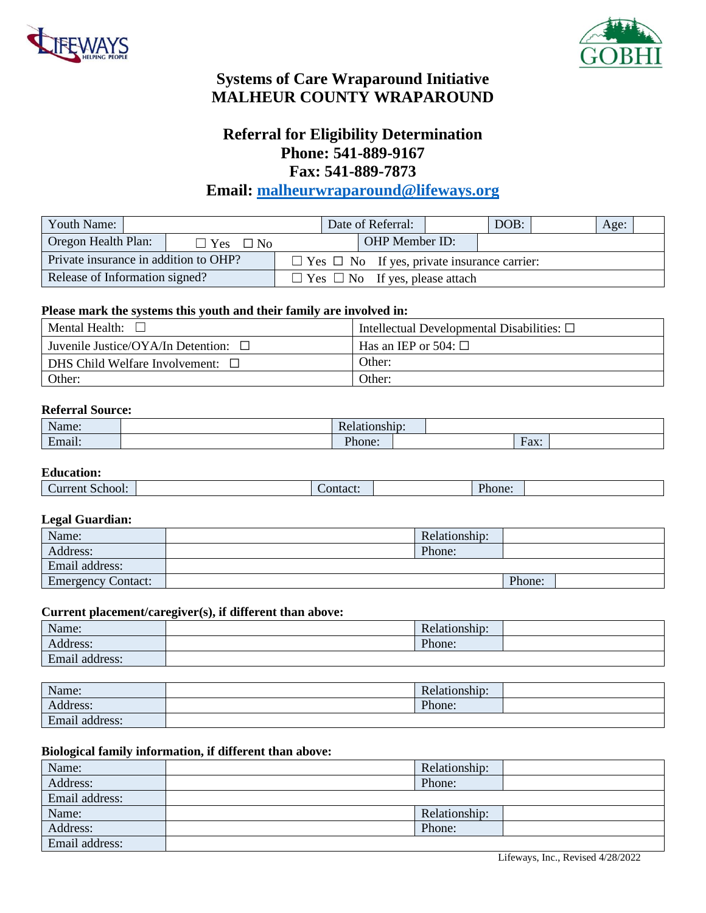# Systems of Care Wraparound Initiative
# MALHEUR COUNTY WRAPAROUND

## Referral for Eligibility Determination
## Phone: 541-889-9167
## Fax: 541-889-7873
## Email: malheurwraparound@lifeways.org

| Youth Name: | | Date of Referral: | | DOB: | | Age: | |
|---|---|---|---|---|---|---|---|
| Oregon Health Plan: | ☐ Yes ☐ No | OHP Member ID: | | | | | |
| Private insurance in addition to OHP? | ☐ Yes ☐ No If yes, private insurance carrier: | | | | | | |
| Release of Information signed? | ☐ Yes ☐ No If yes, please attach | | | | | | |

**Please mark the systems this youth and their family are involved in:**

| | |
|---|---|
| Mental Health: ☐ | Intellectual Developmental Disabilities: ☐ |
| Juvenile Justice/OYA/In Detention: ☐ | Has an IEP or 504: ☐ |
| DHS Child Welfare Involvement: ☐ | Other: |
| Other: | Other: |

**Referral Source:**

| Name: | | Relationship: | | | |
|---|---|---|---|---|---|
| Email: | | Phone: | | Fax: | |

**Education:**

| Current School: | | Contact: | | Phone: | |
|---|---|---|---|---|---|

**Legal Guardian:**

| Name: | | Relationship: | |
|---|---|---|---|
| Address: | | Phone: | |
| Email address: | | | |
| Emergency Contact: | | Phone: | |

**Current placement/caregiver(s), if different than above:**

| Name: | | Relationship: | |
|---|---|---|---|
| Address: | | Phone: | |
| Email address: | | | |

| Name: | | Relationship: | |
|---|---|---|---|
| Address: | | Phone: | |
| Email address: | | | |

**Biological family information, if different than above:**

| Name: | | Relationship: | |
|---|---|---|---|
| Address: | | Phone: | |
| Email address: | | | |
| Name: | | Relationship: | |
| Address: | | Phone: | |
| Email address: | | | |

Lifeways, Inc., Revised 4/28/2022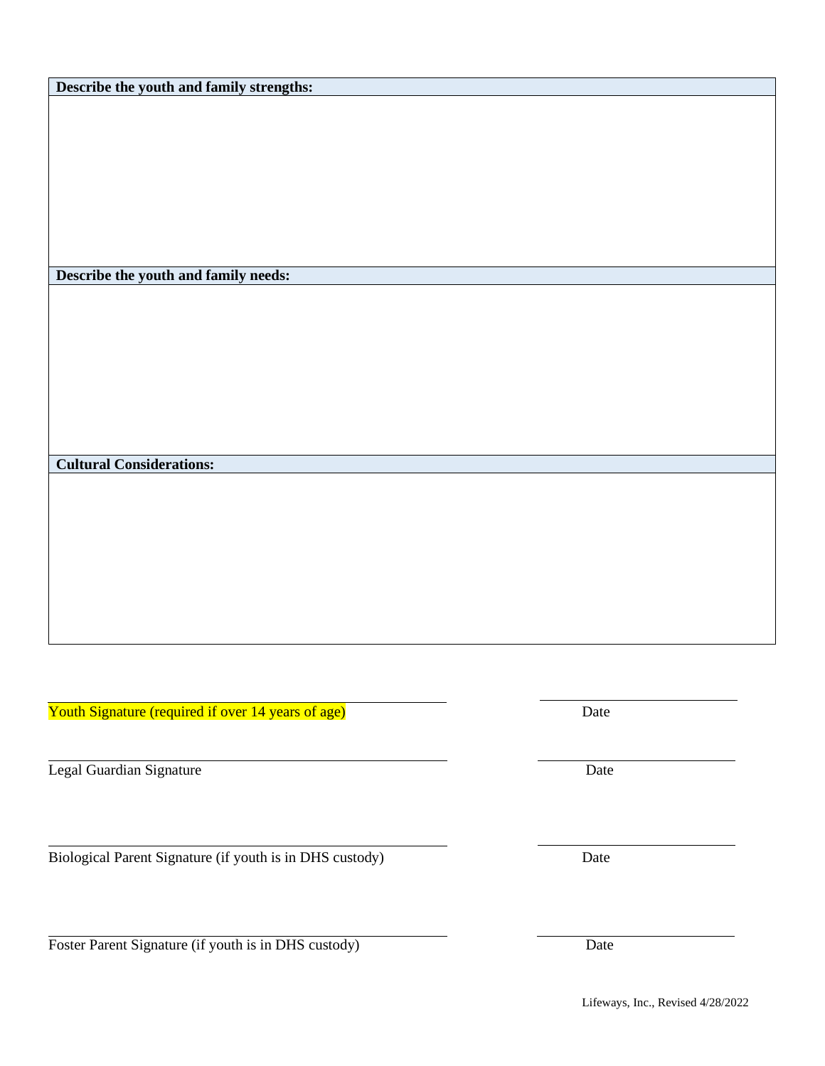**Describe the youth and family strengths:**

**Describe the youth and family needs:**

**Cultural Considerations:**

| Signature | Date |
|---|---|
| Youth Signature (required if over 14 years of age) | Date |
| Legal Guardian Signature | Date |
| Biological Parent Signature (if youth is in DHS custody) | Date |
| Foster Parent Signature (if youth is in DHS custody) | Date |

Lifeways, Inc., Revised 4/28/2022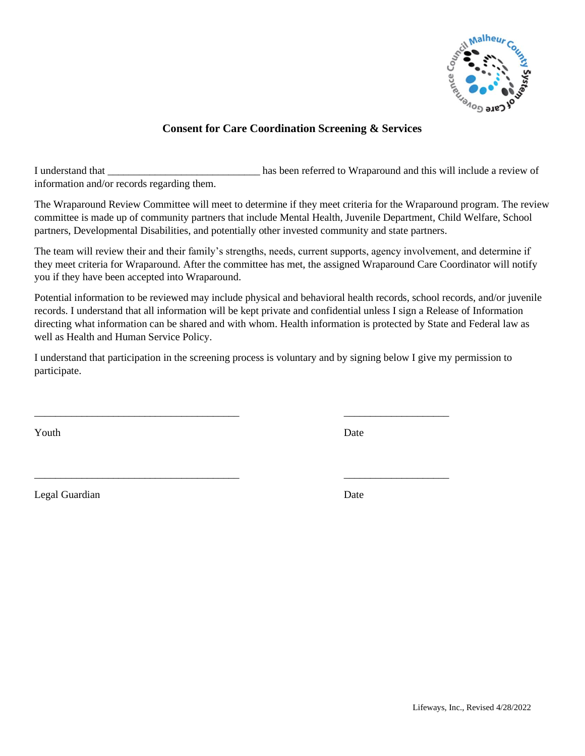## Consent for Care Coordination Screening & Services

I understand that ____________________________ has been referred to Wraparound and this will include a review of information and/or records regarding them.

The Wraparound Review Committee will meet to determine if they meet criteria for the Wraparound program. The review committee is made up of community partners that include Mental Health, Juvenile Department, Child Welfare, School partners, Developmental Disabilities, and potentially other invested community and state partners.

The team will review their and their family's strengths, needs, current supports, agency involvement, and determine if they meet criteria for Wraparound. After the committee has met, the assigned Wraparound Care Coordinator will notify you if they have been accepted into Wraparound.

Potential information to be reviewed may include physical and behavioral health records, school records, and/or juvenile records. I understand that all information will be kept private and confidential unless I sign a Release of Information directing what information can be shared and with whom. Health information is protected by State and Federal law as well as Health and Human Service Policy.

I understand that participation in the screening process is voluntary and by signing below I give my permission to participate.

_______________________________________ ____________________

Youth Date

_______________________________________ ____________________

Legal Guardian Date

Lifeways, Inc., Revised 4/28/2022